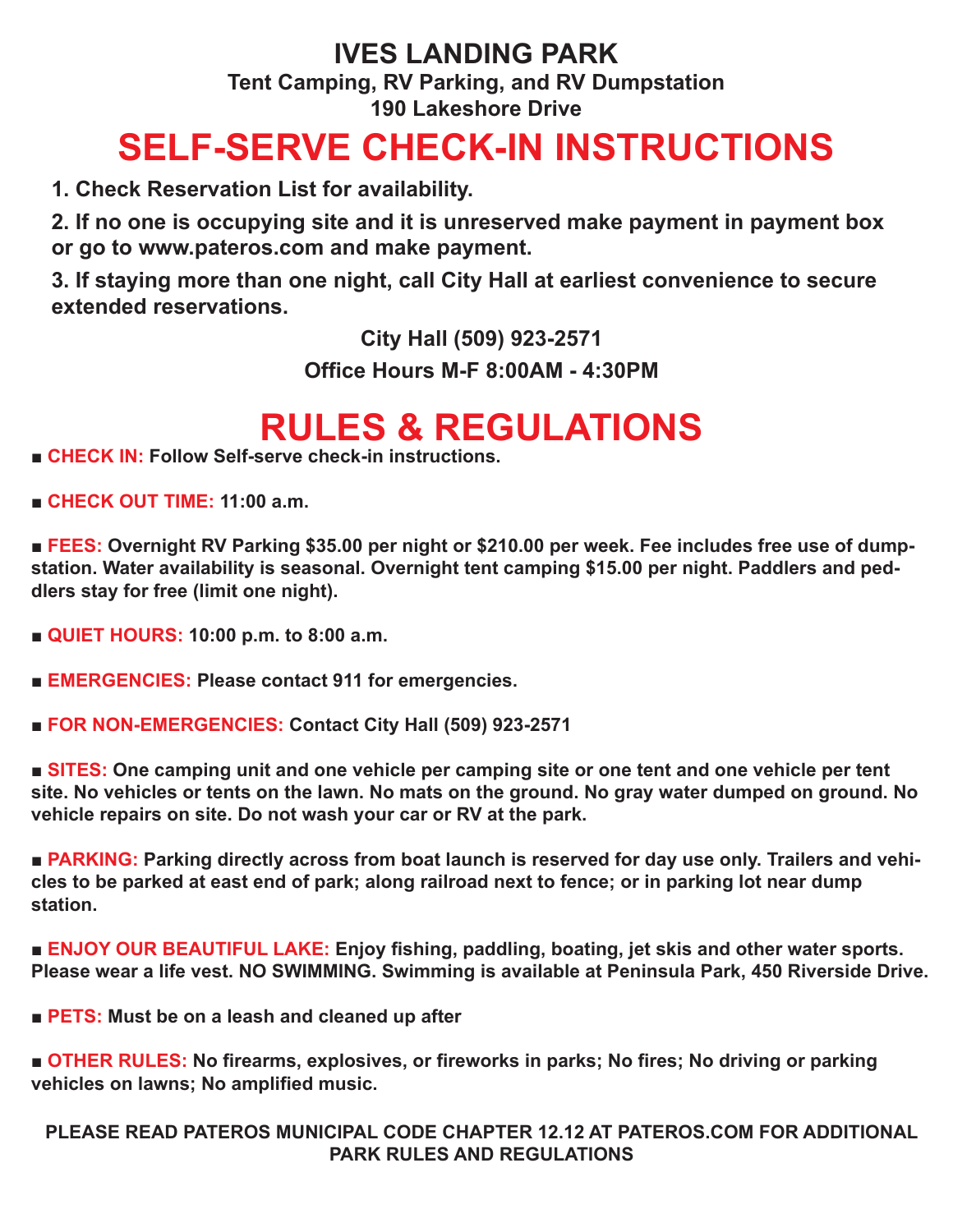# IVES LANDING PARK

**Tent Camping, RV Parking, and RV Dumpstation**

**190 Lakeshore Drive**

## SELF-SERVE CHECK-IN INSTRUCTIONS

1. **Check Reservation List for availability.**
2. **If no one is occupying site and it is unreserved make payment in payment box or go to www.pateros.com and make payment.**
3. **If staying more than one night, call City Hall at earliest convenience to secure extended reservations.**

**City Hall (509) 923-2571**

**Office Hours M-F 8:00AM - 4:30PM**

## RULES & REGULATIONS

■ **CHECK IN:** Follow Self-serve check-in instructions.

■ **CHECK OUT TIME:** 11:00 a.m.

■ **FEES:** Overnight RV Parking $35.00 per night or $210.00 per week. Fee includes free use of dumpstation. Water availability is seasonal. Overnight tent camping $15.00 per night. Paddlers and peddlers stay for free (limit one night).

■ **QUIET HOURS:** 10:00 p.m. to 8:00 a.m.

■ **EMERGENCIES:** Please contact 911 for emergencies.

■ **FOR NON-EMERGENCIES:** Contact City Hall (509) 923-2571

■ **SITES:** One camping unit and one vehicle per camping site or one tent and one vehicle per tent site. No vehicles or tents on the lawn. No mats on the ground. No gray water dumped on ground. No vehicle repairs on site. Do not wash your car or RV at the park.

■ **PARKING:** Parking directly across from boat launch is reserved for day use only. Trailers and vehicles to be parked at east end of park; along railroad next to fence; or in parking lot near dump station.

■ **ENJOY OUR BEAUTIFUL LAKE:** Enjoy fishing, paddling, boating, jet skis and other water sports. Please wear a life vest. NO SWIMMING. Swimming is available at Peninsula Park, 450 Riverside Drive.

■ **PETS:** Must be on a leash and cleaned up after

■ **OTHER RULES:** No firearms, explosives, or fireworks in parks; No fires; No driving or parking vehicles on lawns; No amplified music.

**PLEASE READ PATEROS MUNICIPAL CODE CHAPTER 12.12 AT PATEROS.COM FOR ADDITIONAL PARK RULES AND REGULATIONS**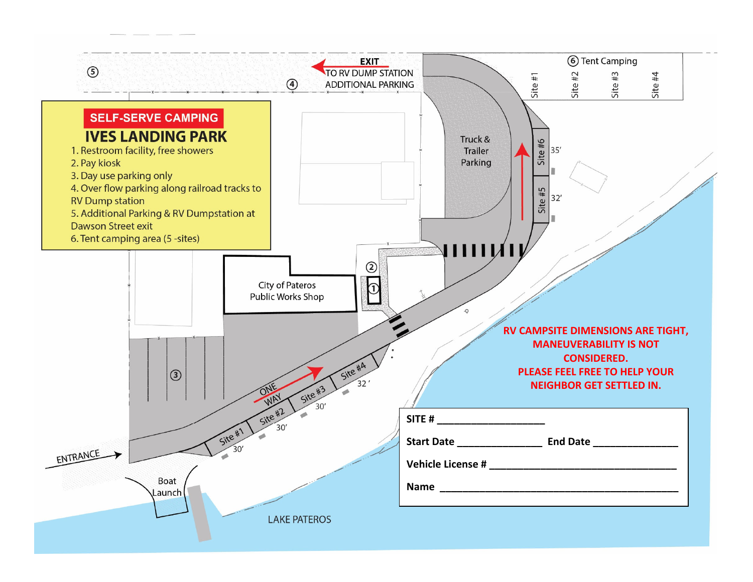## SELF-SERVE CAMPING

# IVES LANDING PARK

1. Restroom facility, free showers
2. Pay kiosk
3. Day use parking only
4. Over flow parking along railroad tracks to RV Dump station
5. Additional Parking & RV Dumpstation at Dawson Street exit
6. Tent camping area (5 -sites)

EXIT

TO RV DUMP STATION

ADDITIONAL PARKING

⑤

④

⑥ Tent Camping

Site #1

Site #2

Site #3

Site #4

Truck & Trailer Parking

Site #6

35'

Site #5

32'

②

①

City of Pateros Public Works Shop

③

ONE WAY

Site #1

30'

Site #2

30'

Site #3

30'

Site #4

32'

ENTRANCE

Boat Launch

LAKE PATEROS

**RV CAMPSITE DIMENSIONS ARE TIGHT, MANEUVERABILITY IS NOT CONSIDERED.**

**PLEASE FEEL FREE TO HELP YOUR NEIGHBOR GET SETTLED IN.**

**SITE #** ____________________

**Start Date** _______________ **End Date** _______________

**Vehicle License #** ___________________________________

**Name** ___________________________________________